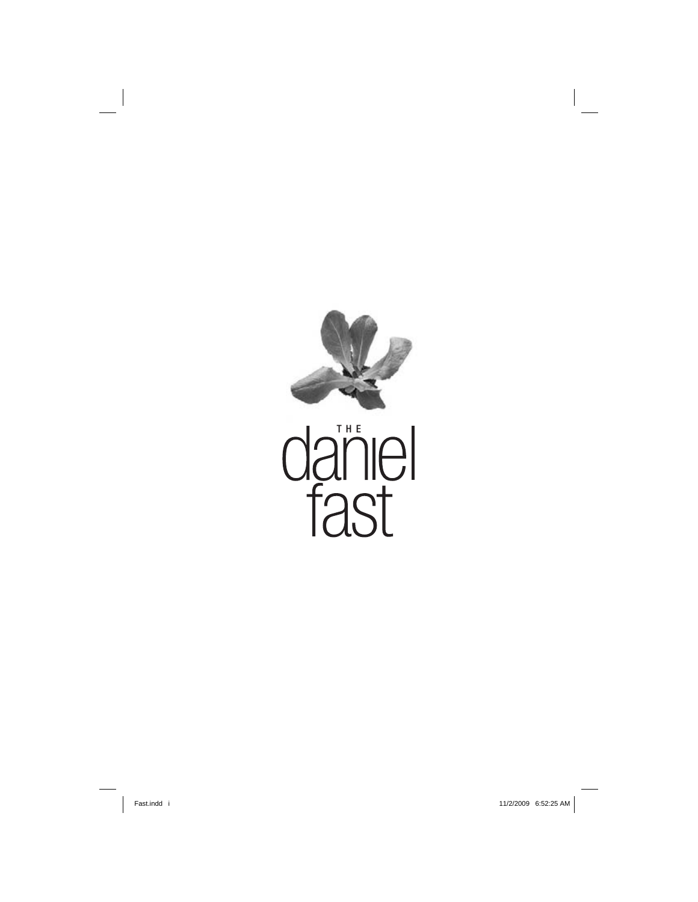# THE daniel fast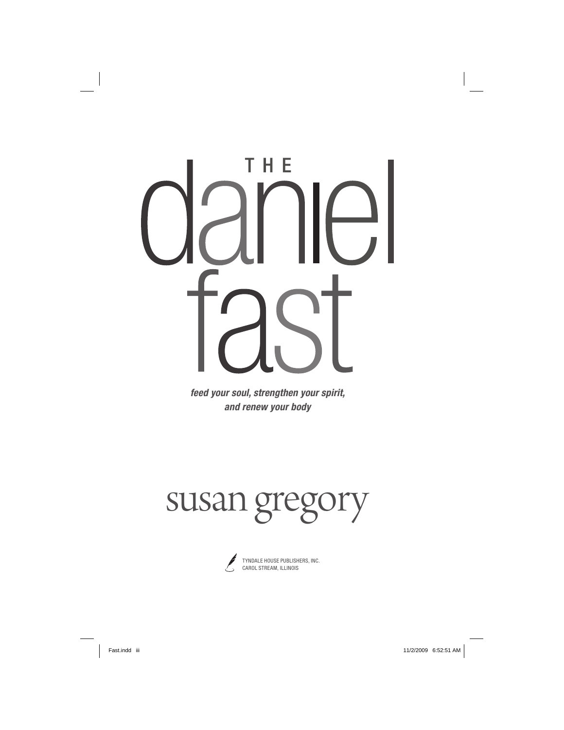# THE daniel fast

***feed your soul, strengthen your spirit, and renew your body***

## susan gregory

TYNDALE HOUSE PUBLISHERS, INC.
CAROL STREAM, ILLINOIS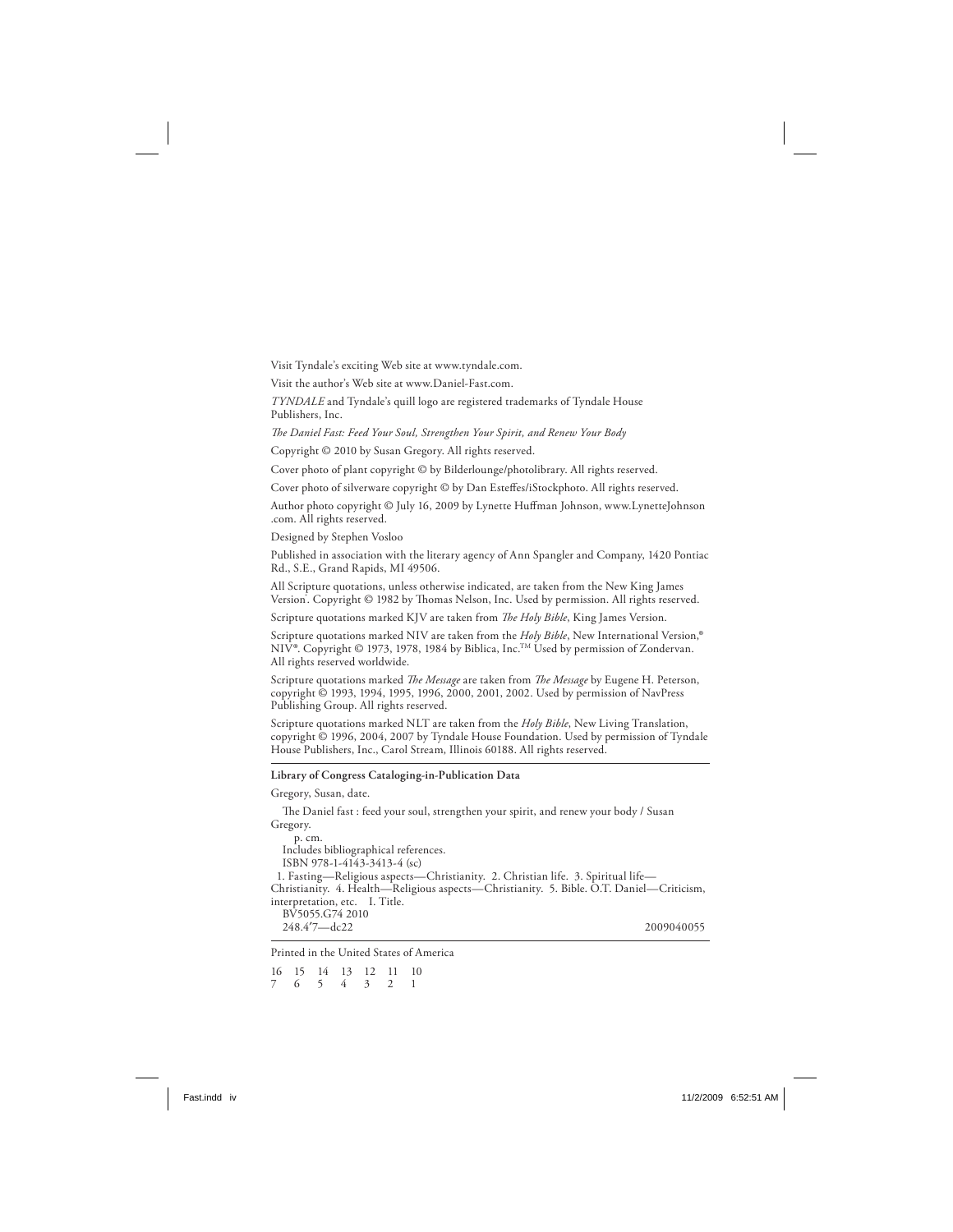Visit Tyndale's exciting Web site at www.tyndale.com.

Visit the author's Web site at www.Daniel-Fast.com.

*TYNDALE* and Tyndale's quill logo are registered trademarks of Tyndale House Publishers, Inc.

*The Daniel Fast: Feed Your Soul, Strengthen Your Spirit, and Renew Your Body*

Copyright © 2010 by Susan Gregory. All rights reserved.

Cover photo of plant copyright © by Bilderlounge/photolibrary. All rights reserved.

Cover photo of silverware copyright © by Dan Esteffes/iStockphoto. All rights reserved.

Author photo copyright © July 16, 2009 by Lynette Huffman Johnson, www.LynetteJohnson .com. All rights reserved.

Designed by Stephen Vosloo

Published in association with the literary agency of Ann Spangler and Company, 1420 Pontiac Rd., S.E., Grand Rapids, MI 49506.

All Scripture quotations, unless otherwise indicated, are taken from the New King James Version®. Copyright © 1982 by Thomas Nelson, Inc. Used by permission. All rights reserved.

Scripture quotations marked KJV are taken from *The Holy Bible*, King James Version.

Scripture quotations marked NIV are taken from the *Holy Bible*, New International Version,® NIV®. Copyright © 1973, 1978, 1984 by Biblica, Inc.™ Used by permission of Zondervan. All rights reserved worldwide.

Scripture quotations marked *The Message* are taken from *The Message* by Eugene H. Peterson, copyright © 1993, 1994, 1995, 1996, 2000, 2001, 2002. Used by permission of NavPress Publishing Group. All rights reserved.

Scripture quotations marked NLT are taken from the *Holy Bible*, New Living Translation, copyright © 1996, 2004, 2007 by Tyndale House Foundation. Used by permission of Tyndale House Publishers, Inc., Carol Stream, Illinois 60188. All rights reserved.

---

**Library of Congress Cataloging-in-Publication Data**

Gregory, Susan, date.

The Daniel fast : feed your soul, strengthen your spirit, and renew your body / Susan Gregory.

p. cm.

Includes bibliographical references.

ISBN 978-1-4143-3413-4 (sc)

1. Fasting—Religious aspects—Christianity. 2. Christian life. 3. Spiritual life—Christianity. 4. Health—Religious aspects—Christianity. 5. Bible. O.T. Daniel—Criticism, interpretation, etc. I. Title.

BV5055.G74 2010

248.4′7—dc22 2009040055

---

Printed in the United States of America

16 15 14 13 12 11 10
7 6 5 4 3 2 1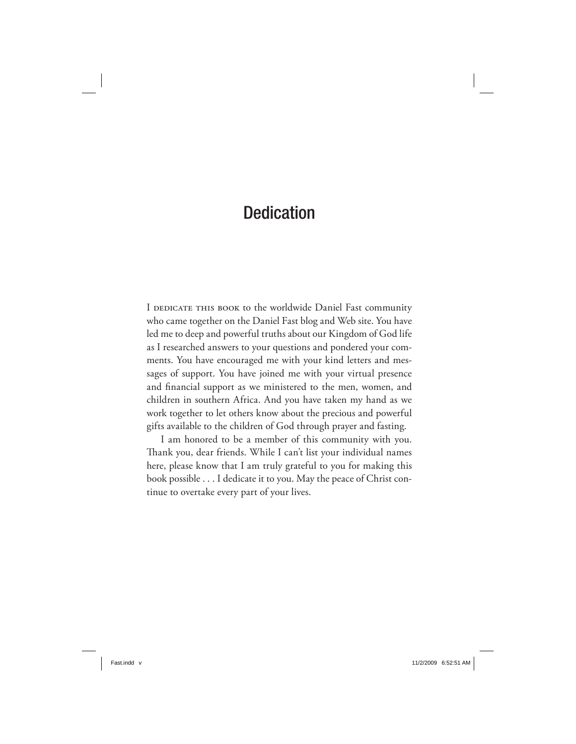# Dedication

I dedicate this book to the worldwide Daniel Fast community who came together on the Daniel Fast blog and Web site. You have led me to deep and powerful truths about our Kingdom of God life as I researched answers to your questions and pondered your comments. You have encouraged me with your kind letters and messages of support. You have joined me with your virtual presence and financial support as we ministered to the men, women, and children in southern Africa. And you have taken my hand as we work together to let others know about the precious and powerful gifts available to the children of God through prayer and fasting.

I am honored to be a member of this community with you. Thank you, dear friends. While I can't list your individual names here, please know that I am truly grateful to you for making this book possible . . . I dedicate it to you. May the peace of Christ continue to overtake every part of your lives.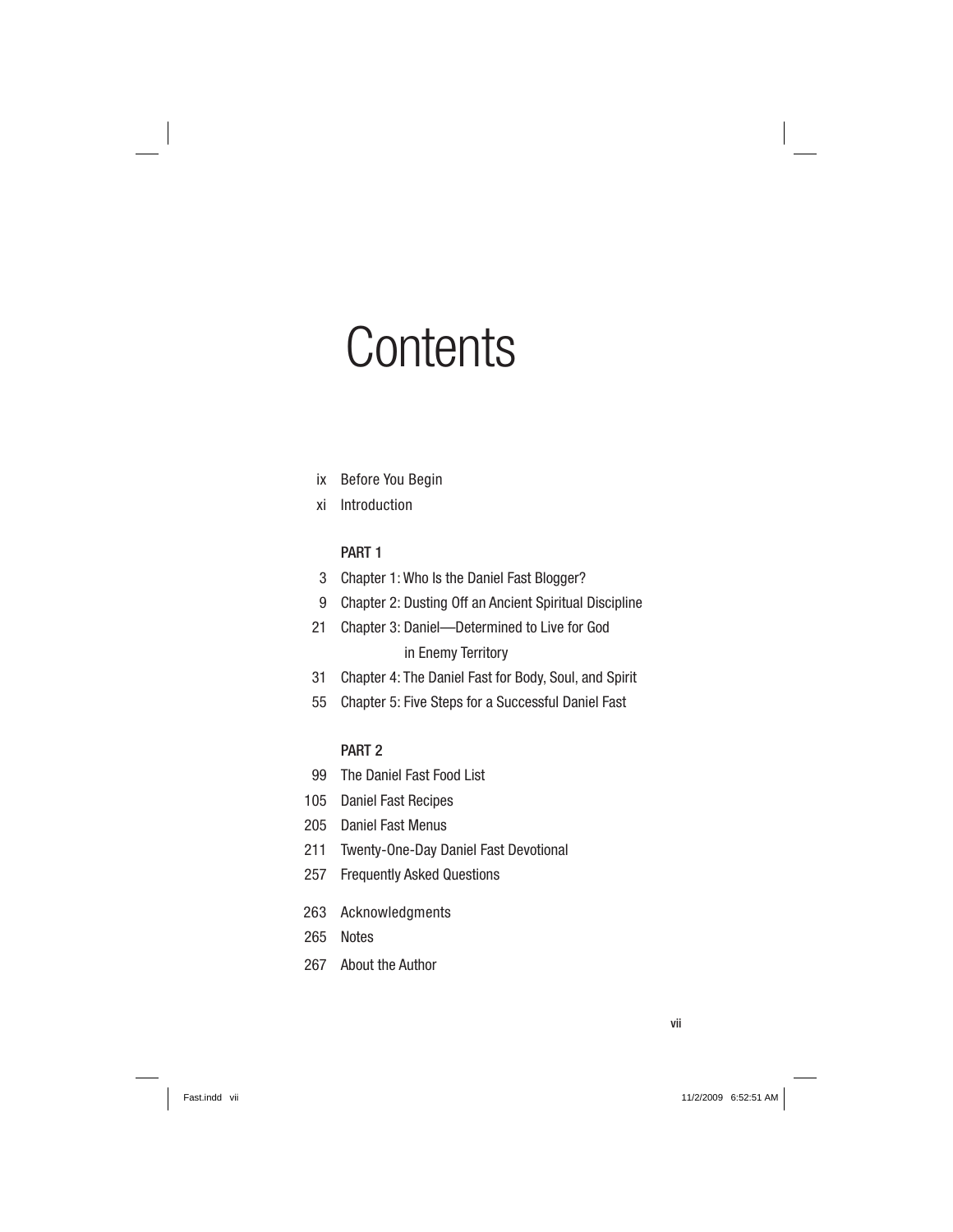# Contents

ix Before You Begin

xi Introduction

**PART 1**

3 Chapter 1: Who Is the Daniel Fast Blogger?

9 Chapter 2: Dusting Off an Ancient Spiritual Discipline

21 Chapter 3: Daniel—Determined to Live for God in Enemy Territory

31 Chapter 4: The Daniel Fast for Body, Soul, and Spirit

55 Chapter 5: Five Steps for a Successful Daniel Fast

**PART 2**

99 The Daniel Fast Food List

105 Daniel Fast Recipes

205 Daniel Fast Menus

211 Twenty-One-Day Daniel Fast Devotional

257 Frequently Asked Questions

263 Acknowledgments

265 Notes

267 About the Author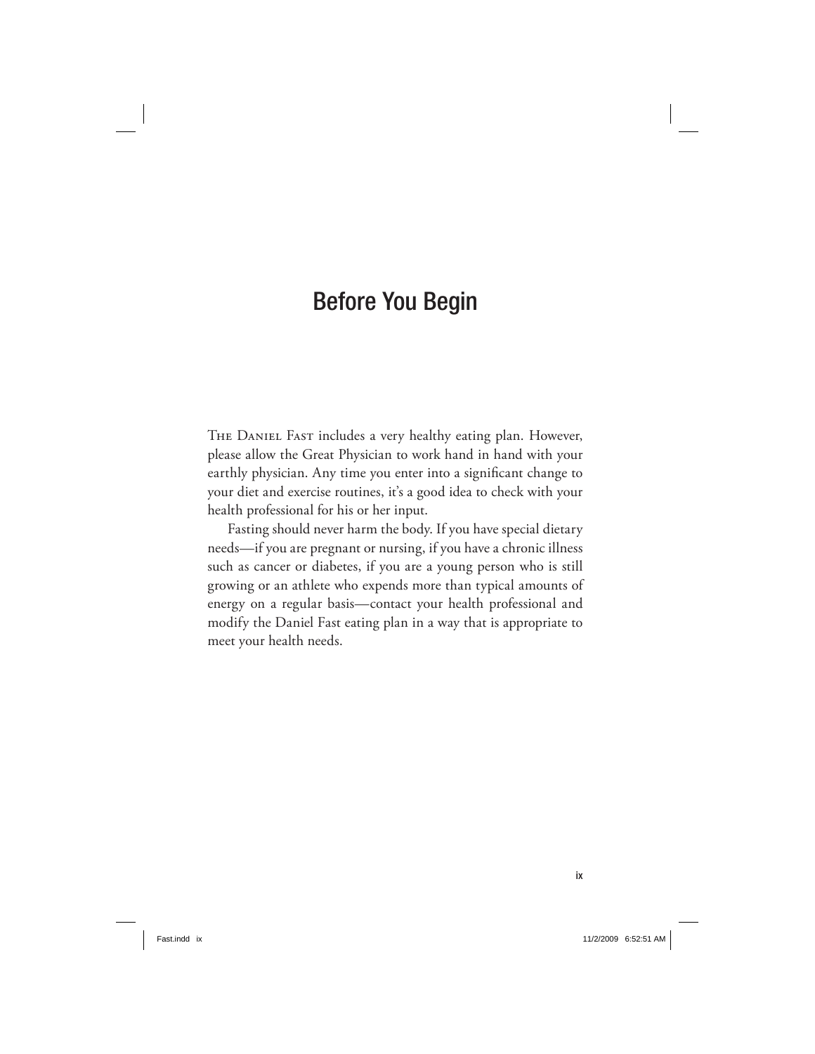# Before You Begin

The Daniel Fast includes a very healthy eating plan. However, please allow the Great Physician to work hand in hand with your earthly physician. Any time you enter into a significant change to your diet and exercise routines, it's a good idea to check with your health professional for his or her input.

Fasting should never harm the body. If you have special dietary needs—if you are pregnant or nursing, if you have a chronic illness such as cancer or diabetes, if you are a young person who is still growing or an athlete who expends more than typical amounts of energy on a regular basis—contact your health professional and modify the Daniel Fast eating plan in a way that is appropriate to meet your health needs.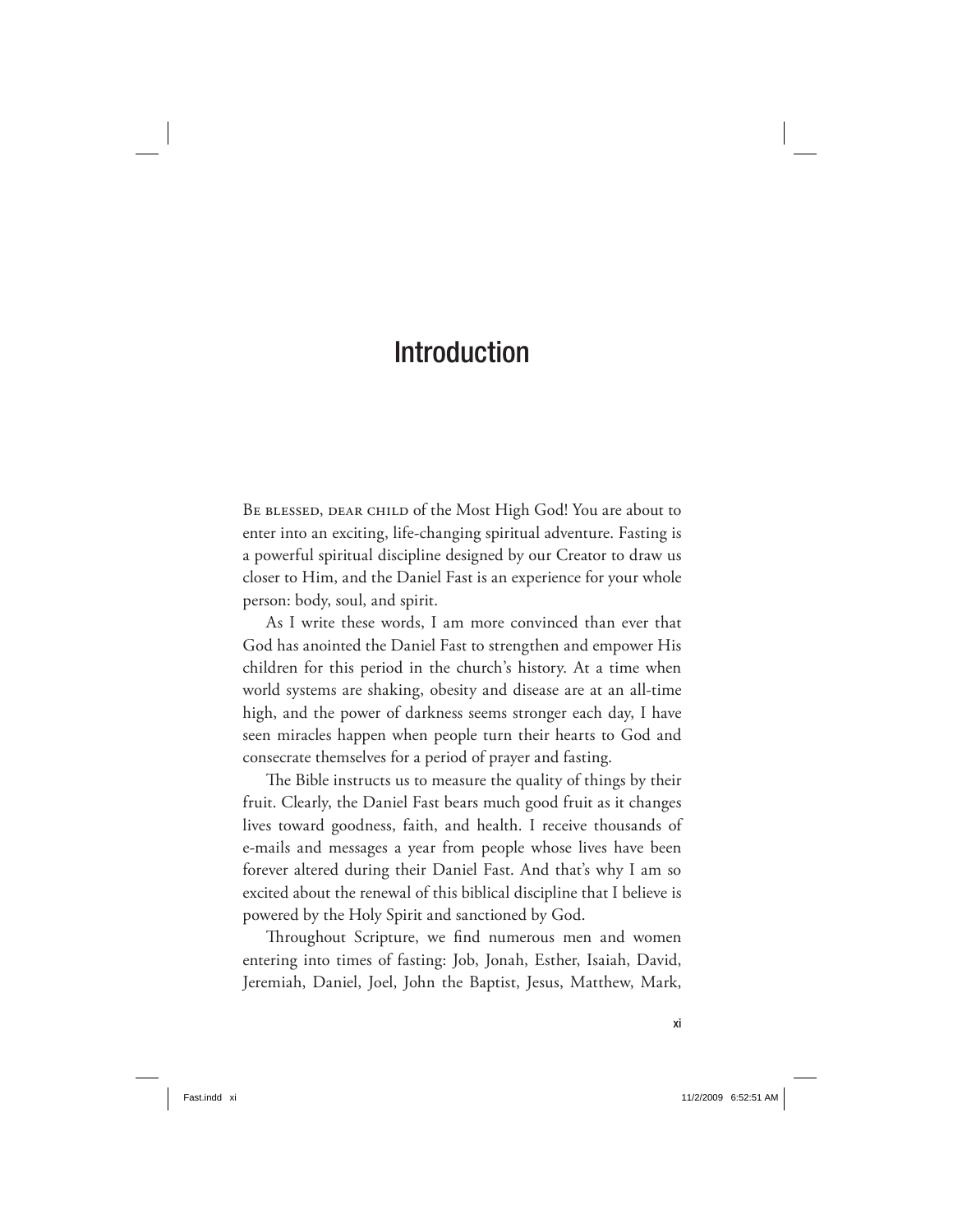# Introduction

Be blessed, dear child of the Most High God! You are about to enter into an exciting, life-changing spiritual adventure. Fasting is a powerful spiritual discipline designed by our Creator to draw us closer to Him, and the Daniel Fast is an experience for your whole person: body, soul, and spirit.

As I write these words, I am more convinced than ever that God has anointed the Daniel Fast to strengthen and empower His children for this period in the church's history. At a time when world systems are shaking, obesity and disease are at an all-time high, and the power of darkness seems stronger each day, I have seen miracles happen when people turn their hearts to God and consecrate themselves for a period of prayer and fasting.

The Bible instructs us to measure the quality of things by their fruit. Clearly, the Daniel Fast bears much good fruit as it changes lives toward goodness, faith, and health. I receive thousands of e-mails and messages a year from people whose lives have been forever altered during their Daniel Fast. And that's why I am so excited about the renewal of this biblical discipline that I believe is powered by the Holy Spirit and sanctioned by God.

Throughout Scripture, we find numerous men and women entering into times of fasting: Job, Jonah, Esther, Isaiah, David, Jeremiah, Daniel, Joel, John the Baptist, Jesus, Matthew, Mark,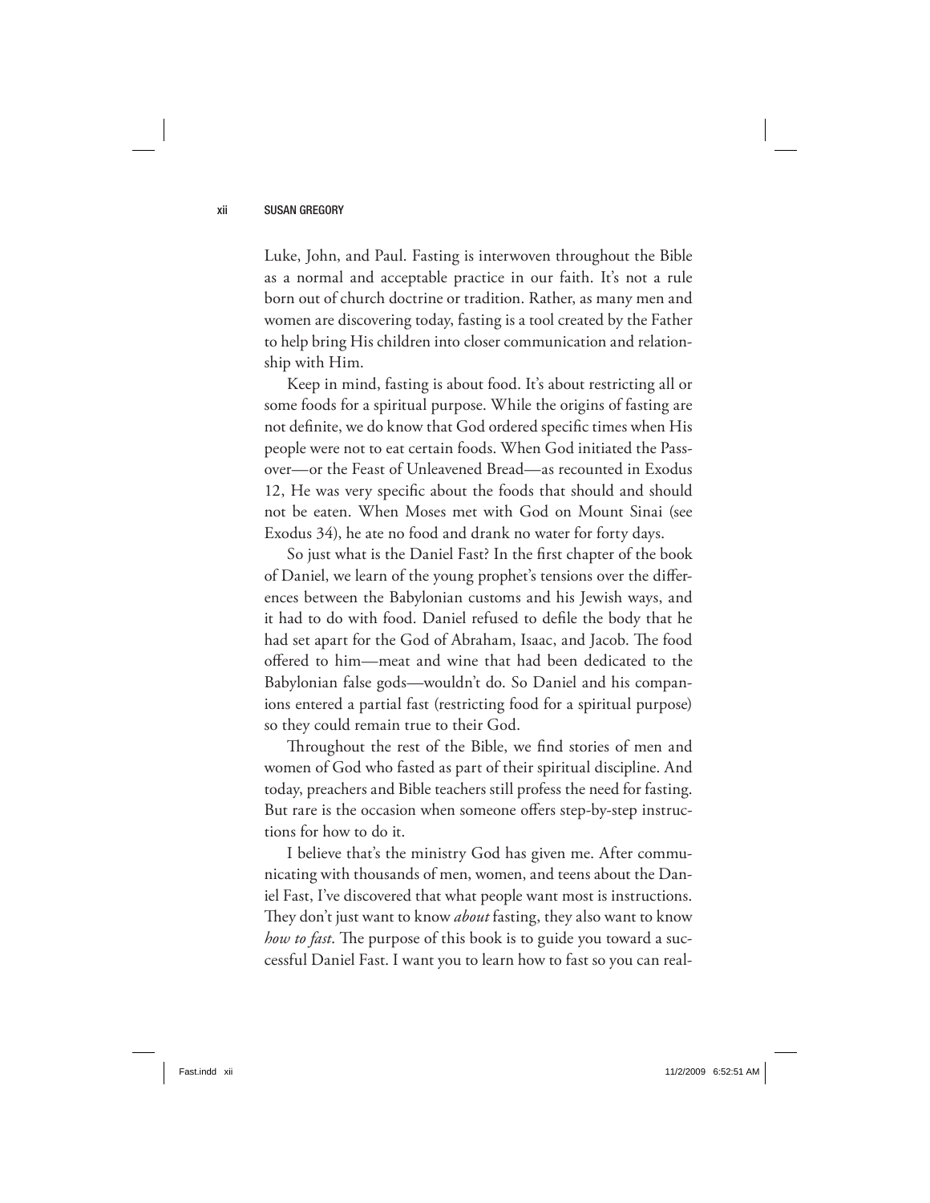Luke, John, and Paul. Fasting is interwoven throughout the Bible as a normal and acceptable practice in our faith. It's not a rule born out of church doctrine or tradition. Rather, as many men and women are discovering today, fasting is a tool created by the Father to help bring His children into closer communication and relationship with Him.

Keep in mind, fasting is about food. It's about restricting all or some foods for a spiritual purpose. While the origins of fasting are not definite, we do know that God ordered specific times when His people were not to eat certain foods. When God initiated the Passover—or the Feast of Unleavened Bread—as recounted in Exodus 12, He was very specific about the foods that should and should not be eaten. When Moses met with God on Mount Sinai (see Exodus 34), he ate no food and drank no water for forty days.

So just what is the Daniel Fast? In the first chapter of the book of Daniel, we learn of the young prophet's tensions over the differences between the Babylonian customs and his Jewish ways, and it had to do with food. Daniel refused to defile the body that he had set apart for the God of Abraham, Isaac, and Jacob. The food offered to him—meat and wine that had been dedicated to the Babylonian false gods—wouldn't do. So Daniel and his companions entered a partial fast (restricting food for a spiritual purpose) so they could remain true to their God.

Throughout the rest of the Bible, we find stories of men and women of God who fasted as part of their spiritual discipline. And today, preachers and Bible teachers still profess the need for fasting. But rare is the occasion when someone offers step-by-step instructions for how to do it.

I believe that's the ministry God has given me. After communicating with thousands of men, women, and teens about the Daniel Fast, I've discovered that what people want most is instructions. They don't just want to know *about* fasting, they also want to know *how to fast*. The purpose of this book is to guide you toward a successful Daniel Fast. I want you to learn how to fast so you can real-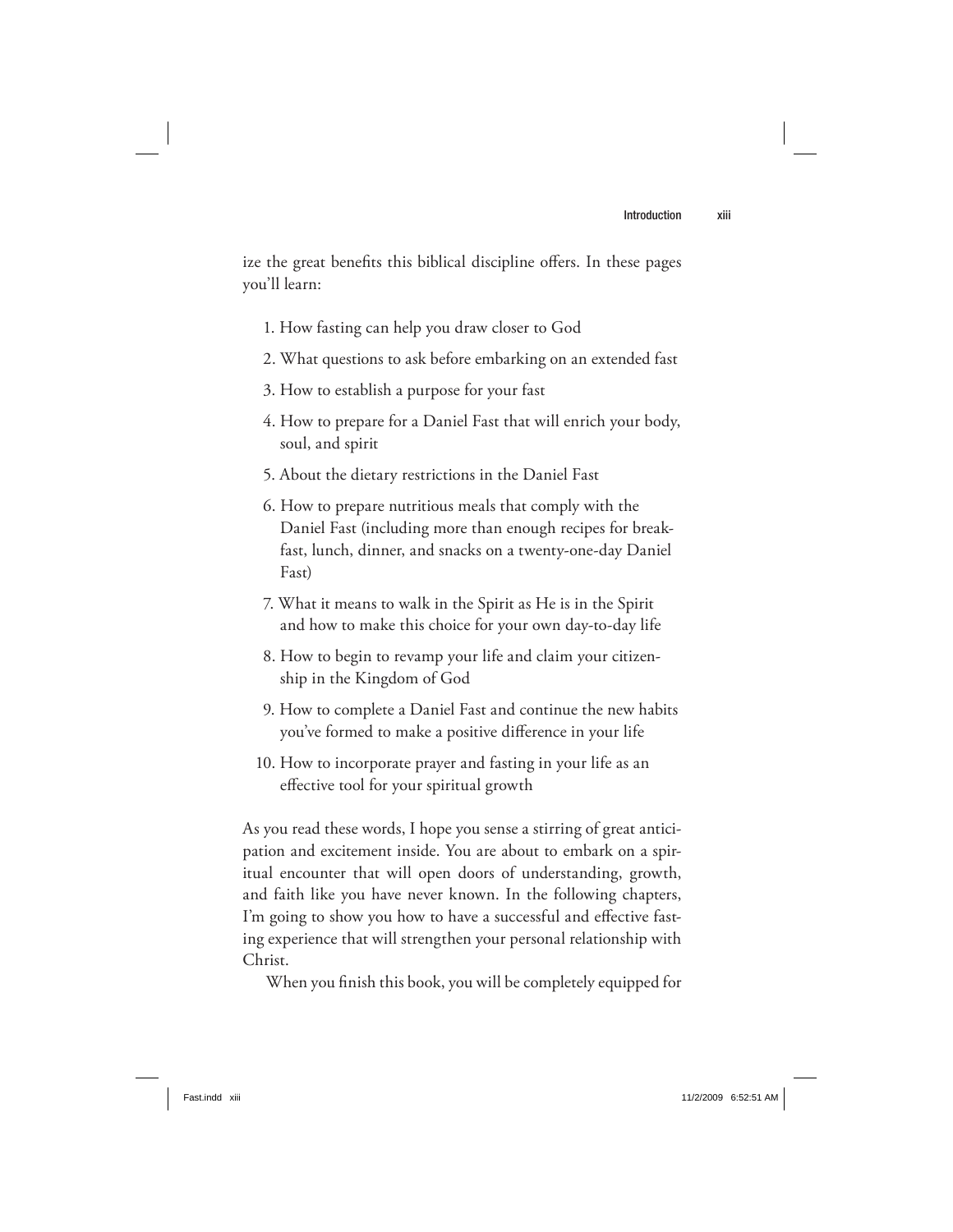ize the great benefits this biblical discipline offers. In these pages you'll learn:

1. How fasting can help you draw closer to God
2. What questions to ask before embarking on an extended fast
3. How to establish a purpose for your fast
4. How to prepare for a Daniel Fast that will enrich your body, soul, and spirit
5. About the dietary restrictions in the Daniel Fast
6. How to prepare nutritious meals that comply with the Daniel Fast (including more than enough recipes for breakfast, lunch, dinner, and snacks on a twenty-one-day Daniel Fast)
7. What it means to walk in the Spirit as He is in the Spirit and how to make this choice for your own day-to-day life
8. How to begin to revamp your life and claim your citizenship in the Kingdom of God
9. How to complete a Daniel Fast and continue the new habits you've formed to make a positive difference in your life
10. How to incorporate prayer and fasting in your life as an effective tool for your spiritual growth

As you read these words, I hope you sense a stirring of great anticipation and excitement inside. You are about to embark on a spiritual encounter that will open doors of understanding, growth, and faith like you have never known. In the following chapters, I'm going to show you how to have a successful and effective fasting experience that will strengthen your personal relationship with Christ.

When you finish this book, you will be completely equipped for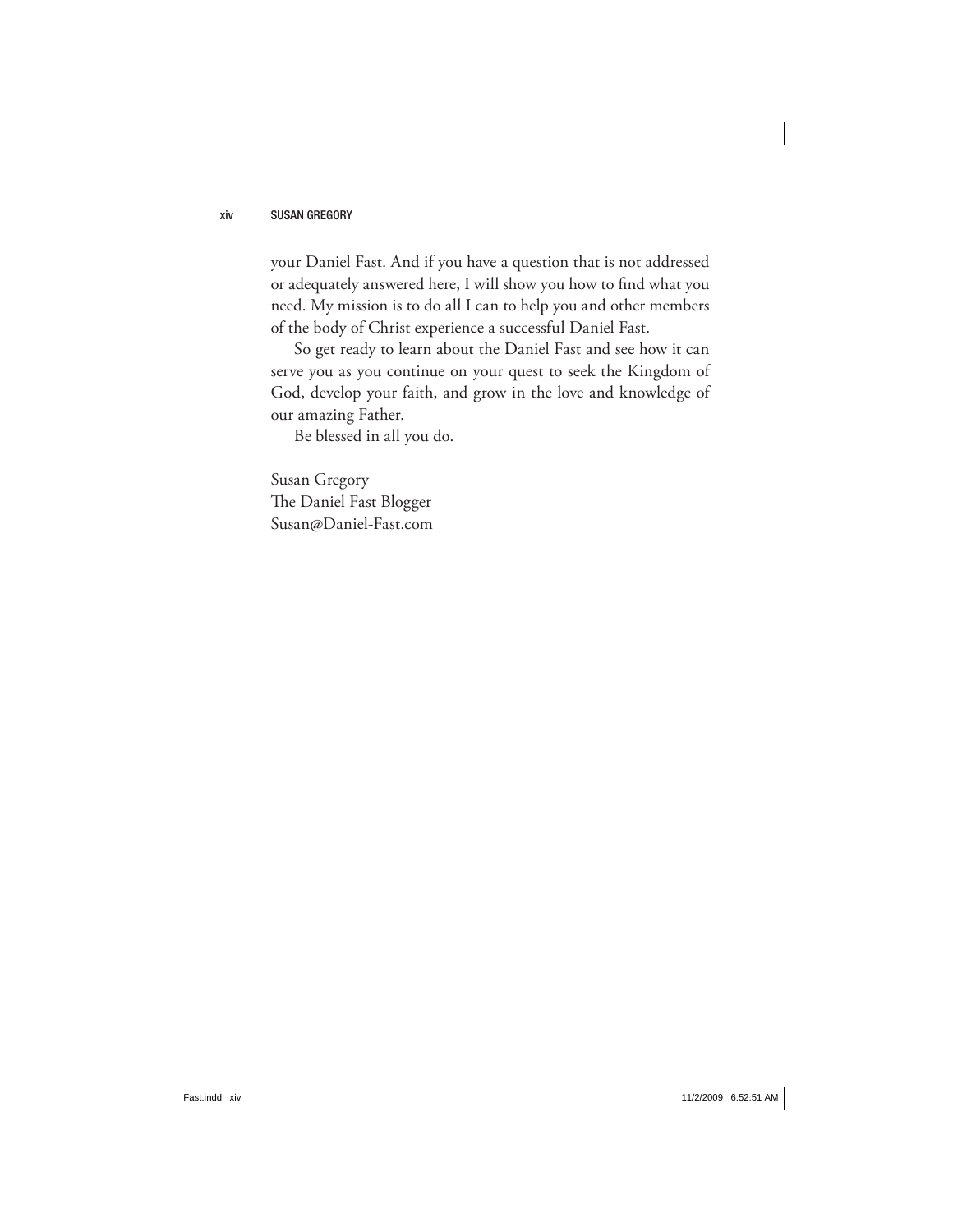your Daniel Fast. And if you have a question that is not addressed or adequately answered here, I will show you how to find what you need. My mission is to do all I can to help you and other members of the body of Christ experience a successful Daniel Fast.

So get ready to learn about the Daniel Fast and see how it can serve you as you continue on your quest to seek the Kingdom of God, develop your faith, and grow in the love and knowledge of our amazing Father.

Be blessed in all you do.

Susan Gregory  
The Daniel Fast Blogger  
Susan@Daniel-Fast.com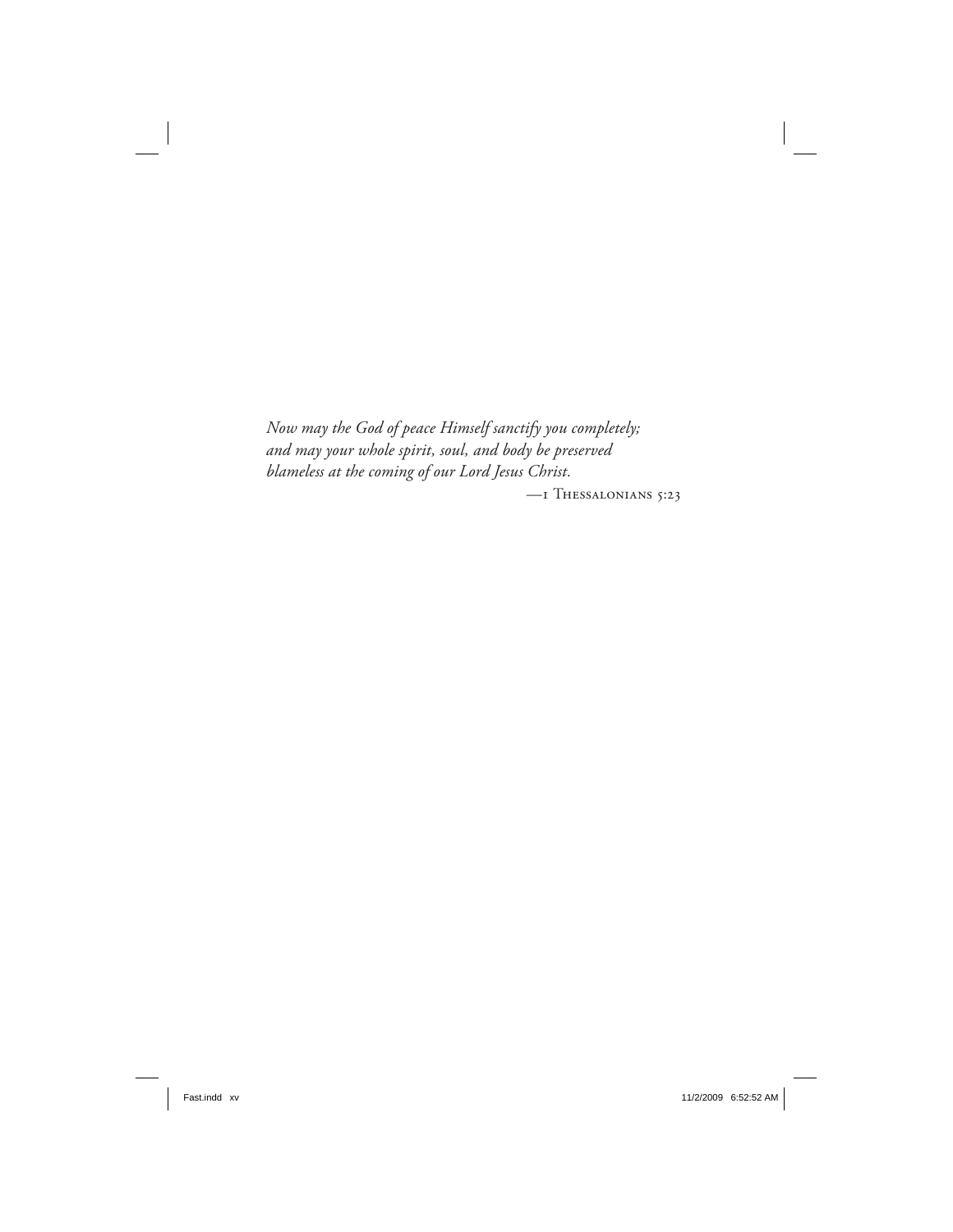*Now may the God of peace Himself sanctify you completely;*
*and may your whole spirit, soul, and body be preserved*
*blameless at the coming of our Lord Jesus Christ.*

—1 Thessalonians 5:23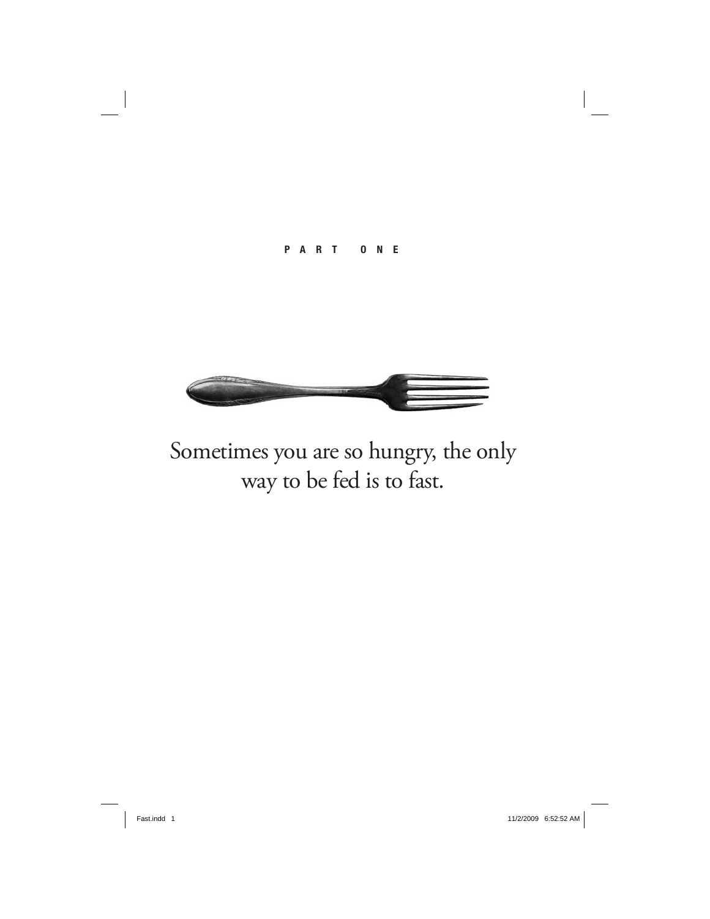# PART ONE

Sometimes you are so hungry, the only way to be fed is to fast.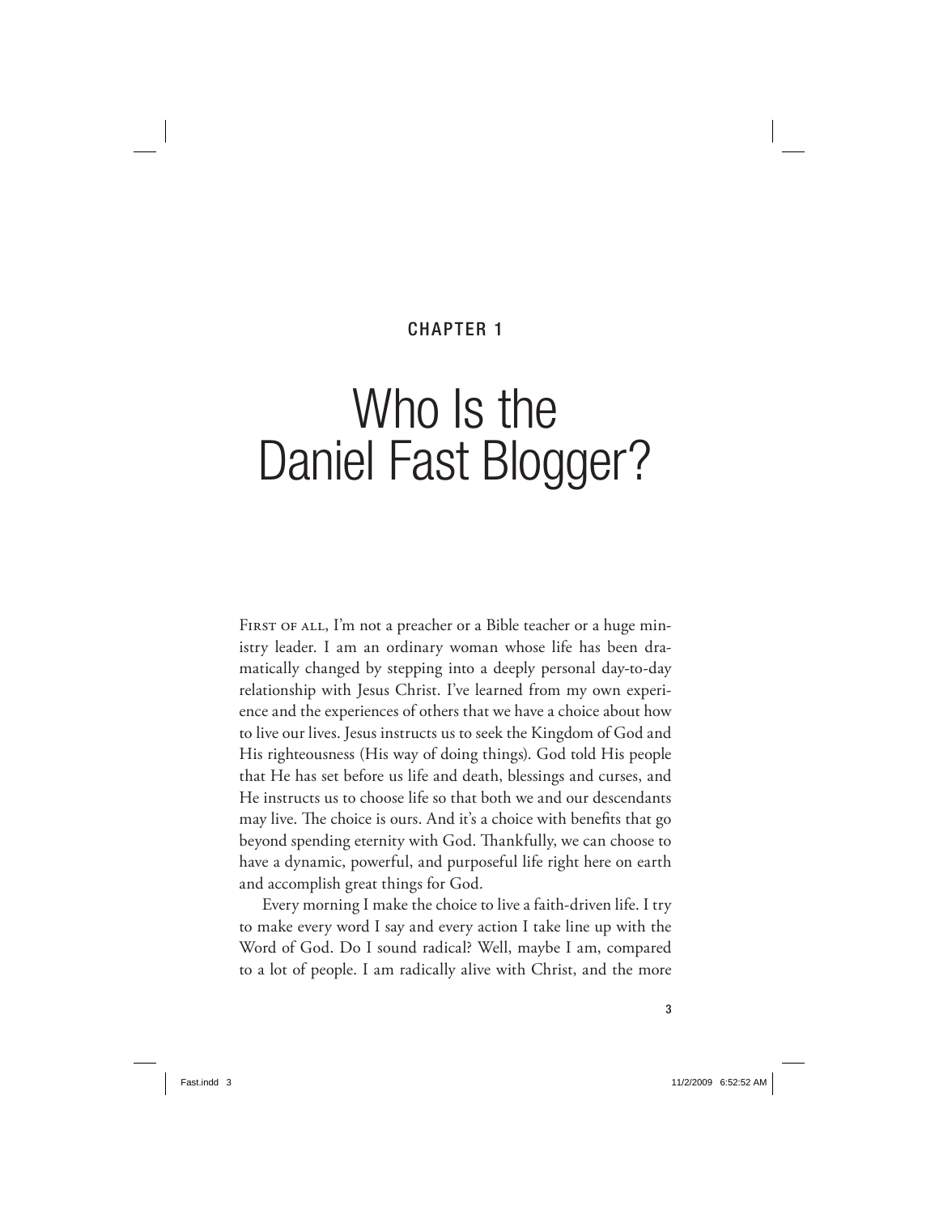CHAPTER 1

# Who Is the Daniel Fast Blogger?

First of all, I'm not a preacher or a Bible teacher or a huge ministry leader. I am an ordinary woman whose life has been dramatically changed by stepping into a deeply personal day-to-day relationship with Jesus Christ. I've learned from my own experience and the experiences of others that we have a choice about how to live our lives. Jesus instructs us to seek the Kingdom of God and His righteousness (His way of doing things). God told His people that He has set before us life and death, blessings and curses, and He instructs us to choose life so that both we and our descendants may live. The choice is ours. And it's a choice with benefits that go beyond spending eternity with God. Thankfully, we can choose to have a dynamic, powerful, and purposeful life right here on earth and accomplish great things for God.

Every morning I make the choice to live a faith-driven life. I try to make every word I say and every action I take line up with the Word of God. Do I sound radical? Well, maybe I am, compared to a lot of people. I am radically alive with Christ, and the more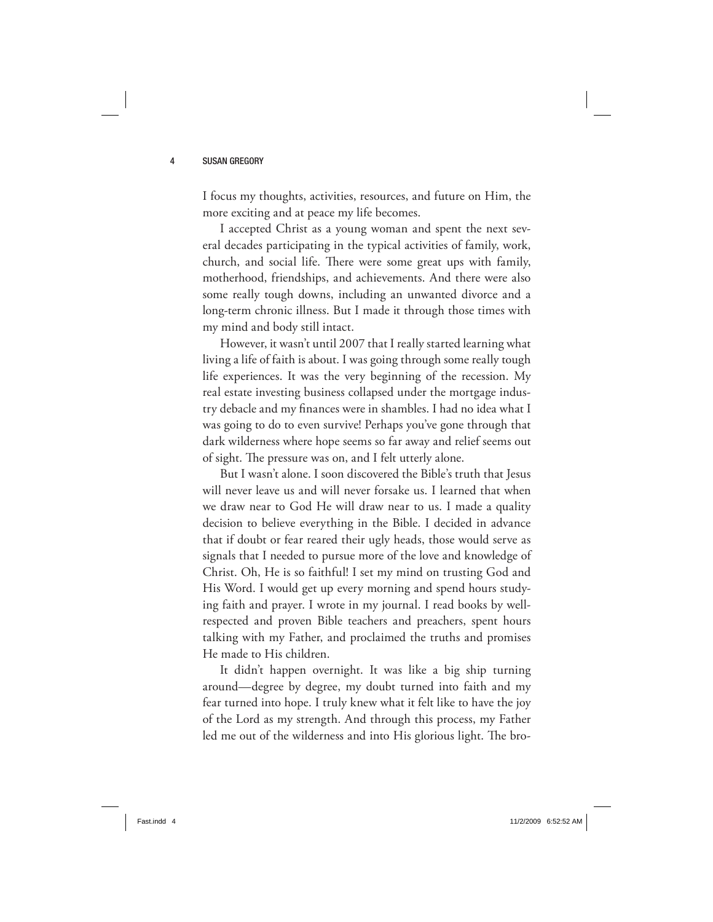I focus my thoughts, activities, resources, and future on Him, the more exciting and at peace my life becomes.

I accepted Christ as a young woman and spent the next several decades participating in the typical activities of family, work, church, and social life. There were some great ups with family, motherhood, friendships, and achievements. And there were also some really tough downs, including an unwanted divorce and a long-term chronic illness. But I made it through those times with my mind and body still intact.

However, it wasn't until 2007 that I really started learning what living a life of faith is about. I was going through some really tough life experiences. It was the very beginning of the recession. My real estate investing business collapsed under the mortgage industry debacle and my finances were in shambles. I had no idea what I was going to do to even survive! Perhaps you've gone through that dark wilderness where hope seems so far away and relief seems out of sight. The pressure was on, and I felt utterly alone.

But I wasn't alone. I soon discovered the Bible's truth that Jesus will never leave us and will never forsake us. I learned that when we draw near to God He will draw near to us. I made a quality decision to believe everything in the Bible. I decided in advance that if doubt or fear reared their ugly heads, those would serve as signals that I needed to pursue more of the love and knowledge of Christ. Oh, He is so faithful! I set my mind on trusting God and His Word. I would get up every morning and spend hours studying faith and prayer. I wrote in my journal. I read books by well-respected and proven Bible teachers and preachers, spent hours talking with my Father, and proclaimed the truths and promises He made to His children.

It didn't happen overnight. It was like a big ship turning around—degree by degree, my doubt turned into faith and my fear turned into hope. I truly knew what it felt like to have the joy of the Lord as my strength. And through this process, my Father led me out of the wilderness and into His glorious light. The bro-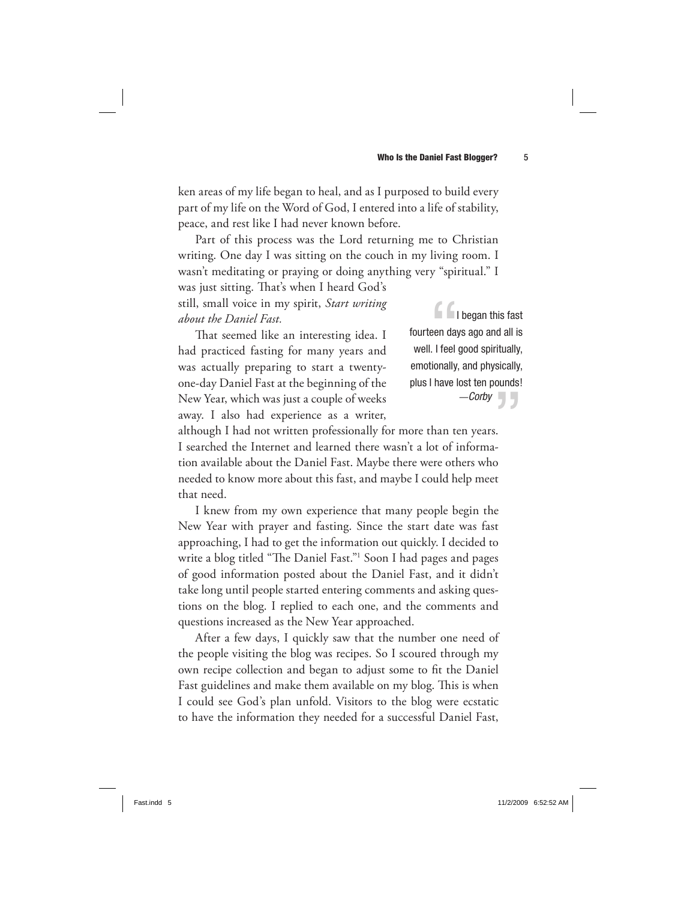ken areas of my life began to heal, and as I purposed to build every part of my life on the Word of God, I entered into a life of stability, peace, and rest like I had never known before.

Part of this process was the Lord returning me to Christian writing. One day I was sitting on the couch in my living room. I wasn't meditating or praying or doing anything very "spiritual." I was just sitting. That's when I heard God's still, small voice in my spirit, *Start writing about the Daniel Fast.*

That seemed like an interesting idea. I had practiced fasting for many years and was actually preparing to start a twenty-one-day Daniel Fast at the beginning of the New Year, which was just a couple of weeks away. I also had experience as a writer, although I had not written professionally for more than ten years. I searched the Internet and learned there wasn't a lot of information available about the Daniel Fast. Maybe there were others who needed to know more about this fast, and maybe I could help meet that need.

> "I began this fast fourteen days ago and all is well. I feel good spiritually, emotionally, and physically, plus I have lost ten pounds!"
> —*Corby*

I knew from my own experience that many people begin the New Year with prayer and fasting. Since the start date was fast approaching, I had to get the information out quickly. I decided to write a blog titled "The Daniel Fast."[1] Soon I had pages and pages of good information posted about the Daniel Fast, and it didn't take long until people started entering comments and asking questions on the blog. I replied to each one, and the comments and questions increased as the New Year approached.

After a few days, I quickly saw that the number one need of the people visiting the blog was recipes. So I scoured through my own recipe collection and began to adjust some to fit the Daniel Fast guidelines and make them available on my blog. This is when I could see God's plan unfold. Visitors to the blog were ecstatic to have the information they needed for a successful Daniel Fast,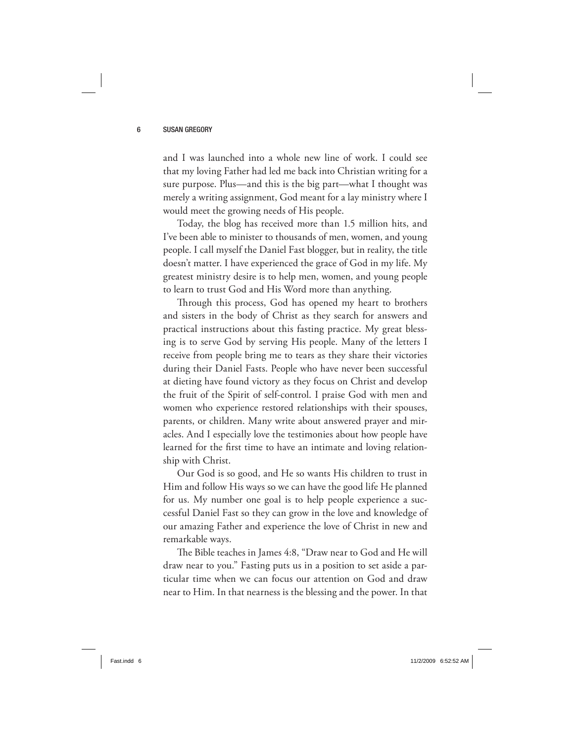and I was launched into a whole new line of work. I could see that my loving Father had led me back into Christian writing for a sure purpose. Plus—and this is the big part—what I thought was merely a writing assignment, God meant for a lay ministry where I would meet the growing needs of His people.

Today, the blog has received more than 1.5 million hits, and I've been able to minister to thousands of men, women, and young people. I call myself the Daniel Fast blogger, but in reality, the title doesn't matter. I have experienced the grace of God in my life. My greatest ministry desire is to help men, women, and young people to learn to trust God and His Word more than anything.

Through this process, God has opened my heart to brothers and sisters in the body of Christ as they search for answers and practical instructions about this fasting practice. My great blessing is to serve God by serving His people. Many of the letters I receive from people bring me to tears as they share their victories during their Daniel Fasts. People who have never been successful at dieting have found victory as they focus on Christ and develop the fruit of the Spirit of self-control. I praise God with men and women who experience restored relationships with their spouses, parents, or children. Many write about answered prayer and miracles. And I especially love the testimonies about how people have learned for the first time to have an intimate and loving relationship with Christ.

Our God is so good, and He so wants His children to trust in Him and follow His ways so we can have the good life He planned for us. My number one goal is to help people experience a successful Daniel Fast so they can grow in the love and knowledge of our amazing Father and experience the love of Christ in new and remarkable ways.

The Bible teaches in James 4:8, "Draw near to God and He will draw near to you." Fasting puts us in a position to set aside a particular time when we can focus our attention on God and draw near to Him. In that nearness is the blessing and the power. In that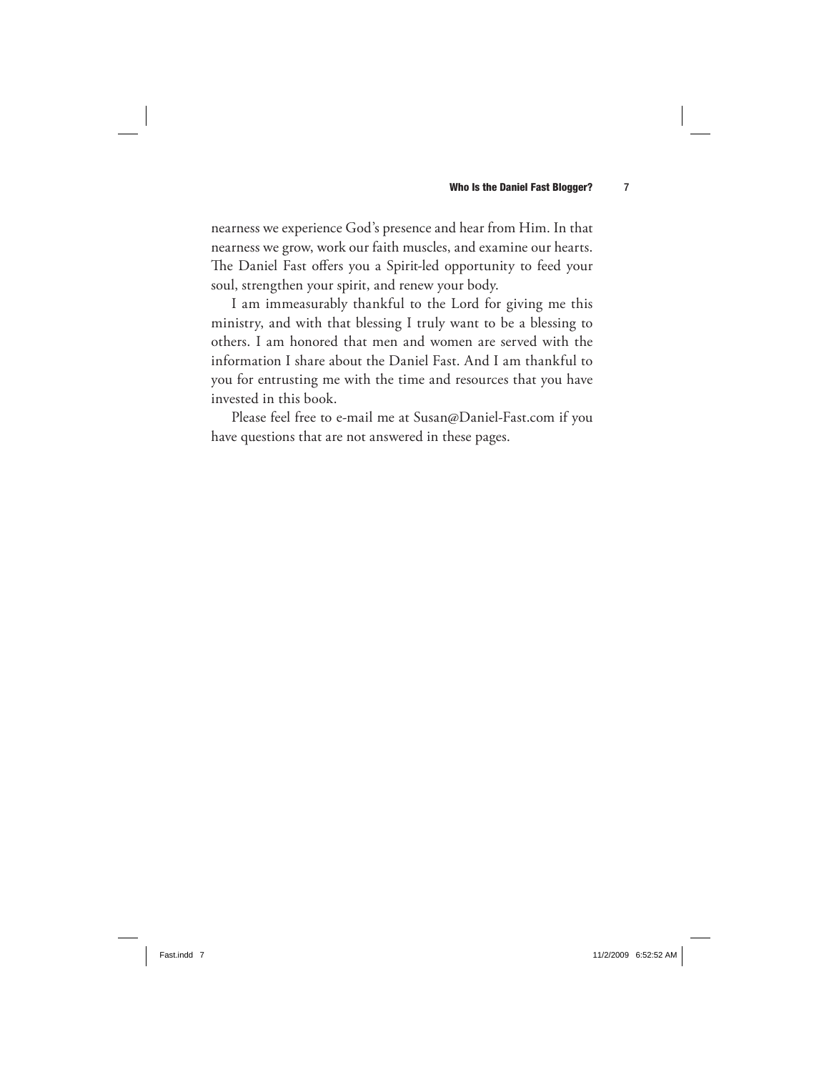nearness we experience God's presence and hear from Him. In that nearness we grow, work our faith muscles, and examine our hearts. The Daniel Fast offers you a Spirit-led opportunity to feed your soul, strengthen your spirit, and renew your body.

I am immeasurably thankful to the Lord for giving me this ministry, and with that blessing I truly want to be a blessing to others. I am honored that men and women are served with the information I share about the Daniel Fast. And I am thankful to you for entrusting me with the time and resources that you have invested in this book.

Please feel free to e-mail me at Susan@Daniel-Fast.com if you have questions that are not answered in these pages.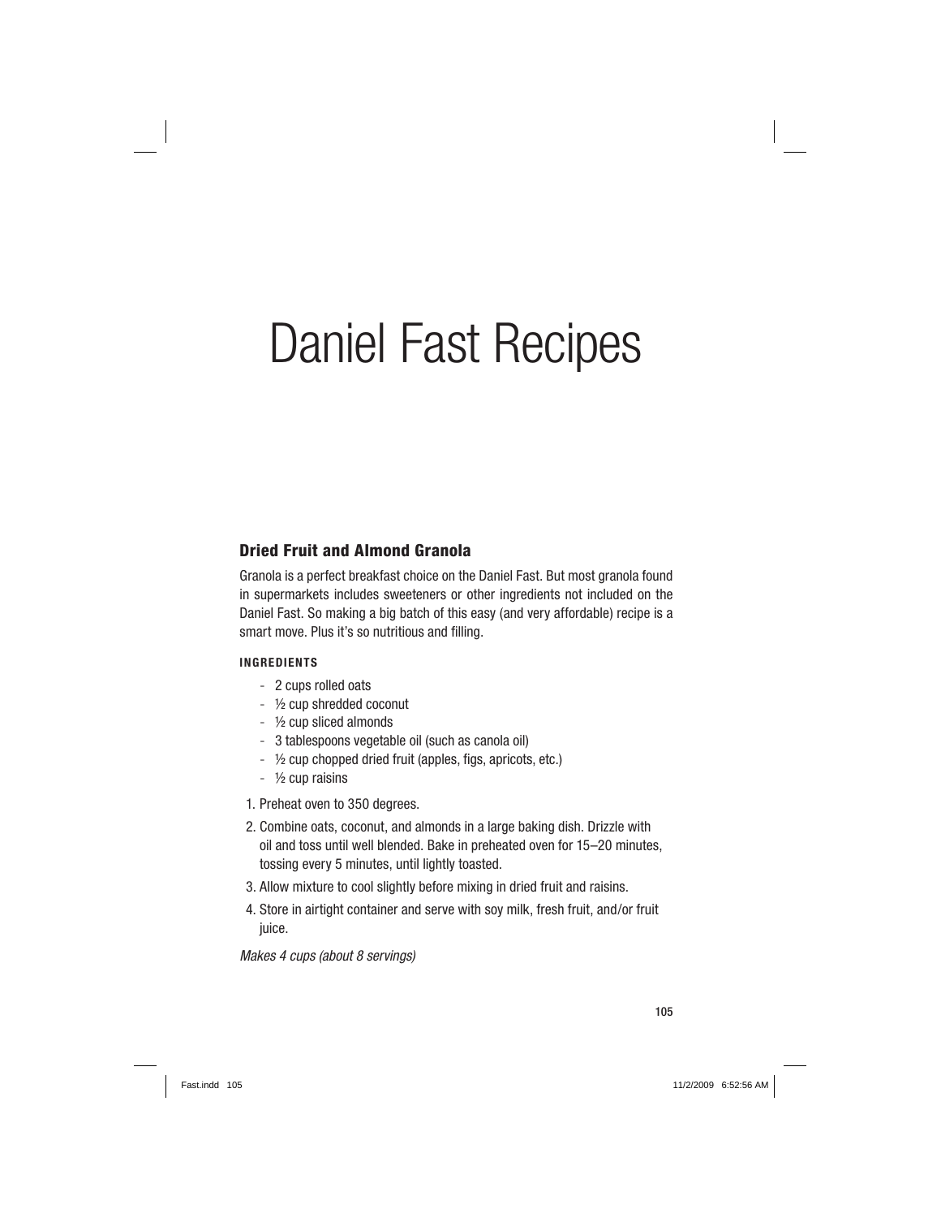# Daniel Fast Recipes

## Dried Fruit and Almond Granola

Granola is a perfect breakfast choice on the Daniel Fast. But most granola found in supermarkets includes sweeteners or other ingredients not included on the Daniel Fast. So making a big batch of this easy (and very affordable) recipe is a smart move. Plus it's so nutritious and filling.

**INGREDIENTS**

- 2 cups rolled oats
- ½ cup shredded coconut
- ½ cup sliced almonds
- 3 tablespoons vegetable oil (such as canola oil)
- ½ cup chopped dried fruit (apples, figs, apricots, etc.)
- ½ cup raisins

1. Preheat oven to 350 degrees.
2. Combine oats, coconut, and almonds in a large baking dish. Drizzle with oil and toss until well blended. Bake in preheated oven for 15–20 minutes, tossing every 5 minutes, until lightly toasted.
3. Allow mixture to cool slightly before mixing in dried fruit and raisins.
4. Store in airtight container and serve with soy milk, fresh fruit, and/or fruit juice.

*Makes 4 cups (about 8 servings)*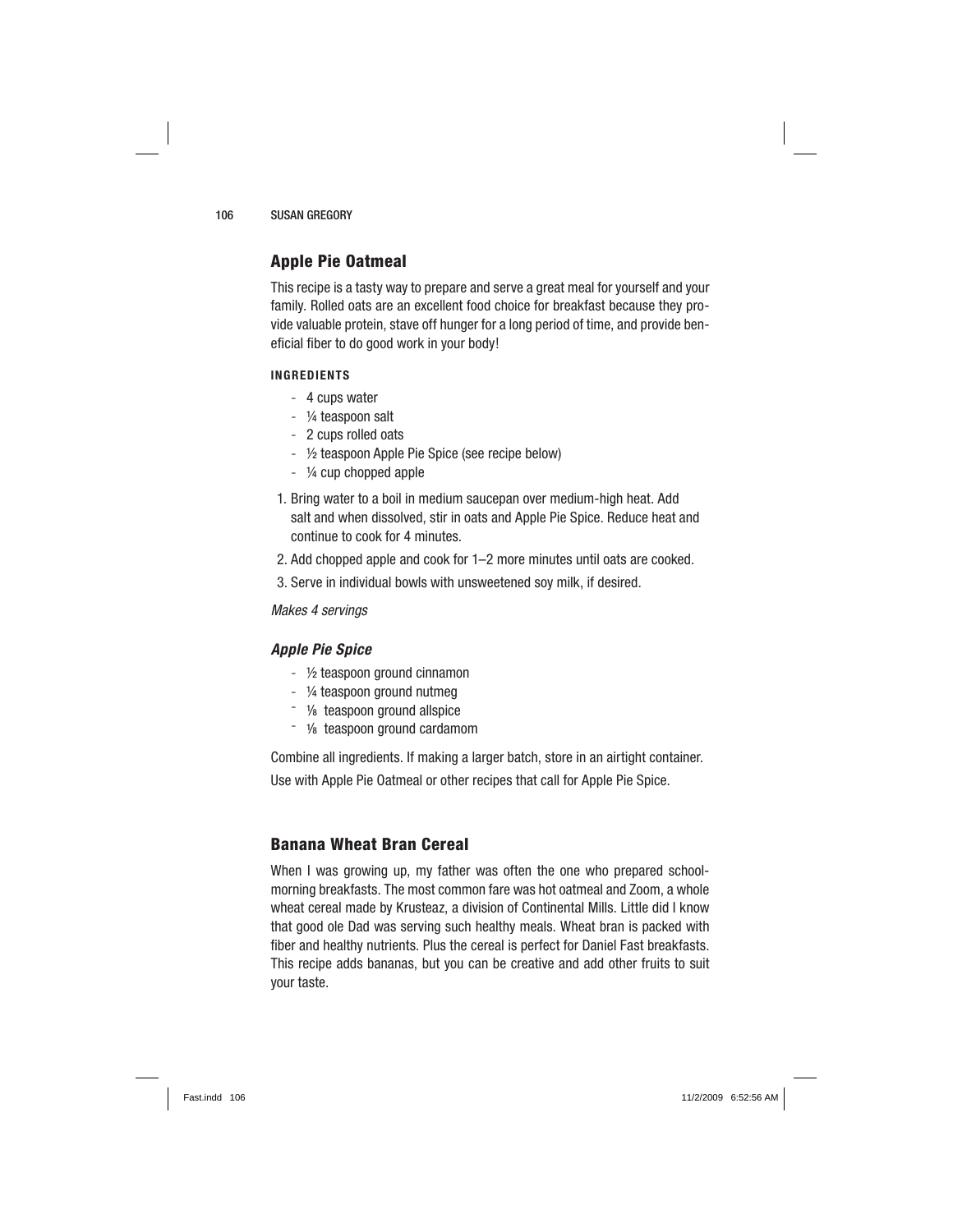## Apple Pie Oatmeal

This recipe is a tasty way to prepare and serve a great meal for yourself and your family. Rolled oats are an excellent food choice for breakfast because they provide valuable protein, stave off hunger for a long period of time, and provide beneficial fiber to do good work in your body!

#### INGREDIENTS

- 4 cups water
- ¼ teaspoon salt
- 2 cups rolled oats
- ½ teaspoon Apple Pie Spice (see recipe below)
- ¼ cup chopped apple

1. Bring water to a boil in medium saucepan over medium-high heat. Add salt and when dissolved, stir in oats and Apple Pie Spice. Reduce heat and continue to cook for 4 minutes.
2. Add chopped apple and cook for 1–2 more minutes until oats are cooked.
3. Serve in individual bowls with unsweetened soy milk, if desired.

*Makes 4 servings*

### *Apple Pie Spice*

- ½ teaspoon ground cinnamon
- ¼ teaspoon ground nutmeg
- ⅛ teaspoon ground allspice
- ⅛ teaspoon ground cardamom

Combine all ingredients. If making a larger batch, store in an airtight container.

Use with Apple Pie Oatmeal or other recipes that call for Apple Pie Spice.

## Banana Wheat Bran Cereal

When I was growing up, my father was often the one who prepared school-morning breakfasts. The most common fare was hot oatmeal and Zoom, a whole wheat cereal made by Krusteaz, a division of Continental Mills. Little did I know that good ole Dad was serving such healthy meals. Wheat bran is packed with fiber and healthy nutrients. Plus the cereal is perfect for Daniel Fast breakfasts. This recipe adds bananas, but you can be creative and add other fruits to suit your taste.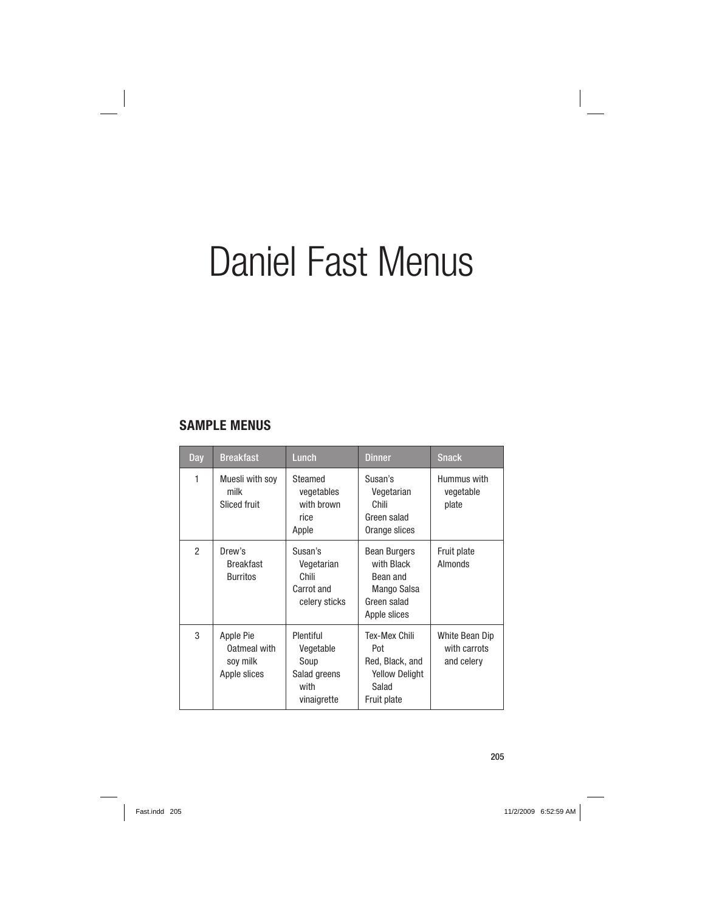# Daniel Fast Menus

## SAMPLE MENUS

| Day | Breakfast | Lunch | Dinner | Snack |
|---|---|---|---|---|
| 1 | Muesli with soy milk<br>Sliced fruit | Steamed vegetables with brown rice<br>Apple | Susan's Vegetarian Chili<br>Green salad<br>Orange slices | Hummus with vegetable plate |
| 2 | Drew's Breakfast Burritos | Susan's Vegetarian Chili<br>Carrot and celery sticks | Bean Burgers with Black Bean and Mango Salsa<br>Green salad<br>Apple slices | Fruit plate<br>Almonds |
| 3 | Apple Pie Oatmeal with soy milk<br>Apple slices | Plentiful Vegetable Soup<br>Salad greens with vinaigrette | Tex-Mex Chili Pot<br>Red, Black, and Yellow Delight Salad<br>Fruit plate | White Bean Dip with carrots and celery |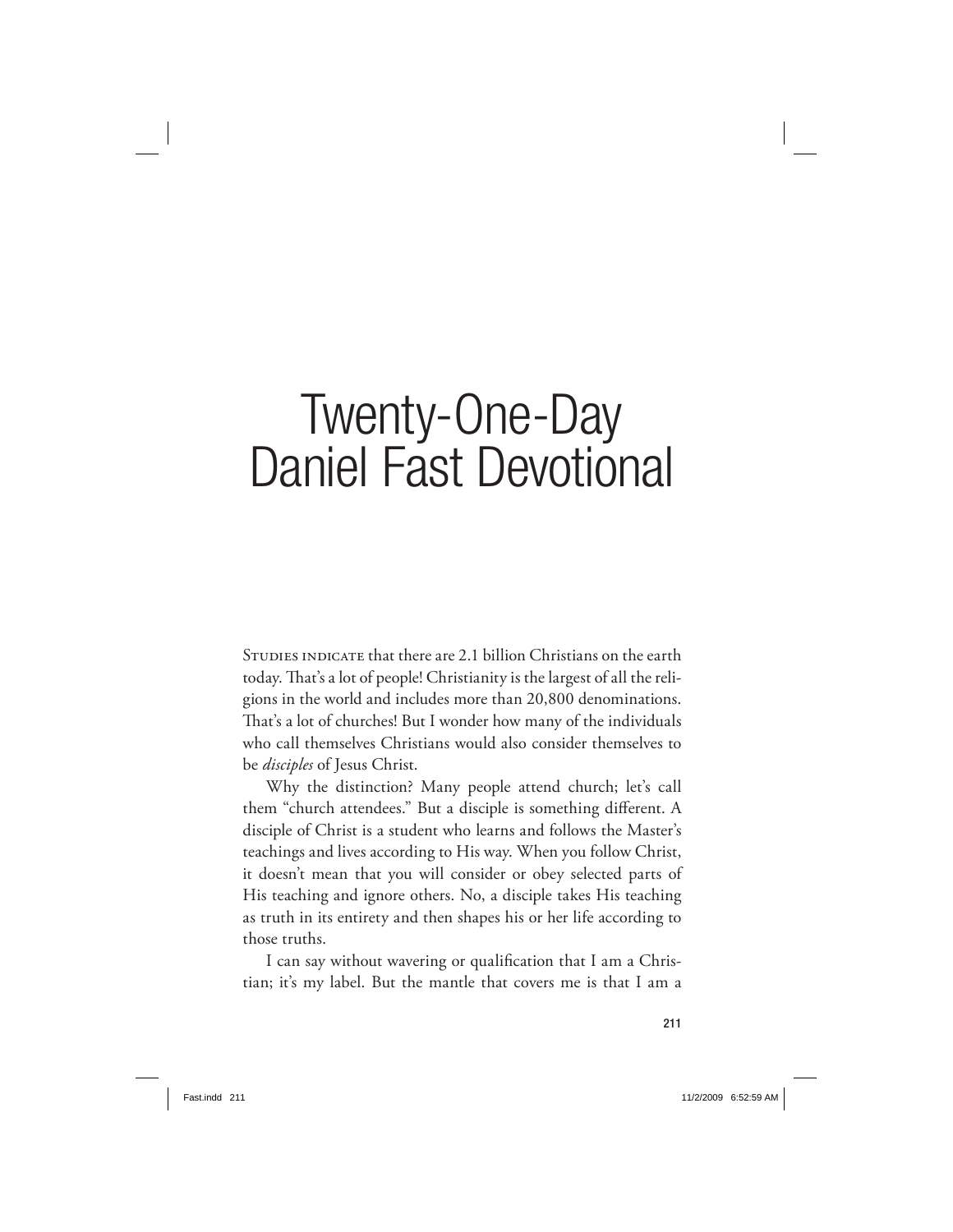# Twenty-One-Day Daniel Fast Devotional

Studies indicate that there are 2.1 billion Christians on the earth today. That's a lot of people! Christianity is the largest of all the religions in the world and includes more than 20,800 denominations. That's a lot of churches! But I wonder how many of the individuals who call themselves Christians would also consider themselves to be *disciples* of Jesus Christ.

Why the distinction? Many people attend church; let's call them "church attendees." But a disciple is something different. A disciple of Christ is a student who learns and follows the Master's teachings and lives according to His way. When you follow Christ, it doesn't mean that you will consider or obey selected parts of His teaching and ignore others. No, a disciple takes His teaching as truth in its entirety and then shapes his or her life according to those truths.

I can say without wavering or qualification that I am a Christian; it's my label. But the mantle that covers me is that I am a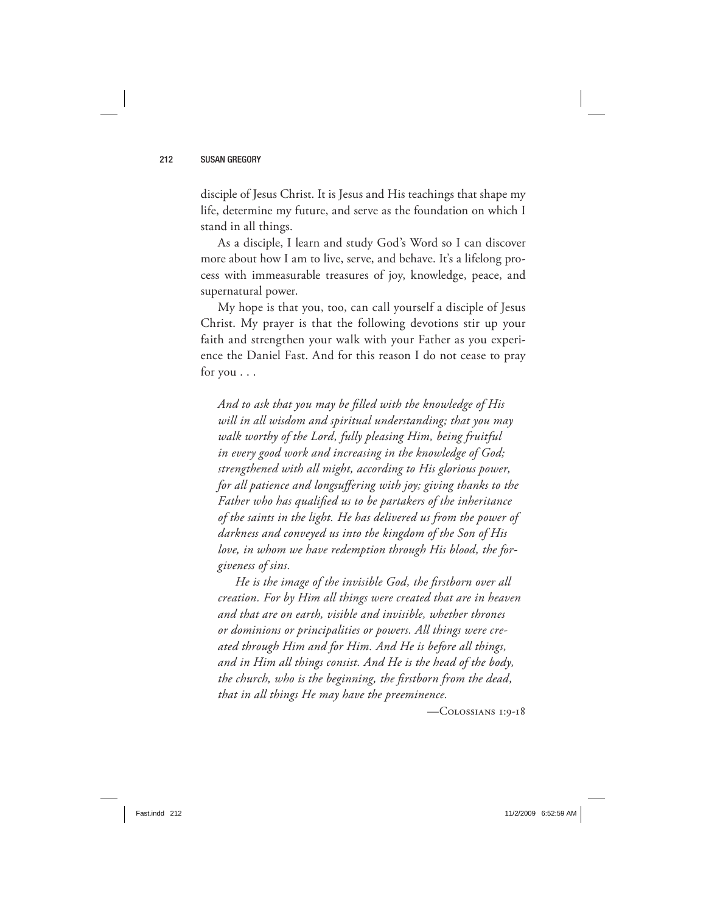disciple of Jesus Christ. It is Jesus and His teachings that shape my life, determine my future, and serve as the foundation on which I stand in all things.

As a disciple, I learn and study God's Word so I can discover more about how I am to live, serve, and behave. It's a lifelong process with immeasurable treasures of joy, knowledge, peace, and supernatural power.

My hope is that you, too, can call yourself a disciple of Jesus Christ. My prayer is that the following devotions stir up your faith and strengthen your walk with your Father as you experience the Daniel Fast. And for this reason I do not cease to pray for you . . .

> *And to ask that you may be filled with the knowledge of His will in all wisdom and spiritual understanding; that you may walk worthy of the Lord, fully pleasing Him, being fruitful in every good work and increasing in the knowledge of God; strengthened with all might, according to His glorious power, for all patience and longsuffering with joy; giving thanks to the Father who has qualified us to be partakers of the inheritance of the saints in the light. He has delivered us from the power of darkness and conveyed us into the kingdom of the Son of His love, in whom we have redemption through His blood, the forgiveness of sins.*
>
> *He is the image of the invisible God, the firstborn over all creation. For by Him all things were created that are in heaven and that are on earth, visible and invisible, whether thrones or dominions or principalities or powers. All things were created through Him and for Him. And He is before all things, and in Him all things consist. And He is the head of the body, the church, who is the beginning, the firstborn from the dead, that in all things He may have the preeminence.*
>
> —Colossians 1:9-18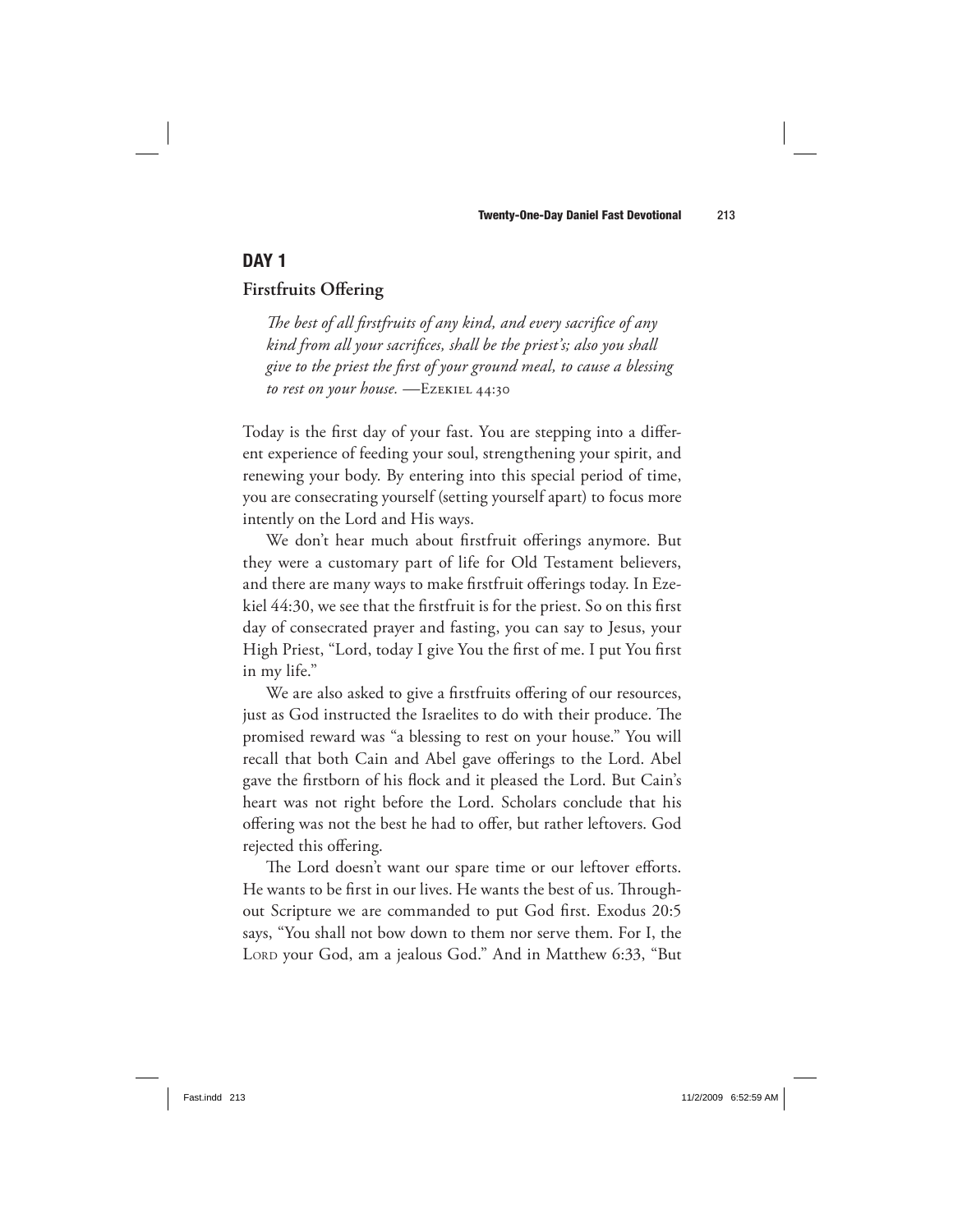## DAY 1

### Firstfruits Offering

> *The best of all firstfruits of any kind, and every sacrifice of any kind from all your sacrifices, shall be the priest's; also you shall give to the priest the first of your ground meal, to cause a blessing to rest on your house.* —Ezekiel 44:30

Today is the first day of your fast. You are stepping into a different experience of feeding your soul, strengthening your spirit, and renewing your body. By entering into this special period of time, you are consecrating yourself (setting yourself apart) to focus more intently on the Lord and His ways.

We don't hear much about firstfruit offerings anymore. But they were a customary part of life for Old Testament believers, and there are many ways to make firstfruit offerings today. In Ezekiel 44:30, we see that the firstfruit is for the priest. So on this first day of consecrated prayer and fasting, you can say to Jesus, your High Priest, "Lord, today I give You the first of me. I put You first in my life."

We are also asked to give a firstfruits offering of our resources, just as God instructed the Israelites to do with their produce. The promised reward was "a blessing to rest on your house." You will recall that both Cain and Abel gave offerings to the Lord. Abel gave the firstborn of his flock and it pleased the Lord. But Cain's heart was not right before the Lord. Scholars conclude that his offering was not the best he had to offer, but rather leftovers. God rejected this offering.

The Lord doesn't want our spare time or our leftover efforts. He wants to be first in our lives. He wants the best of us. Throughout Scripture we are commanded to put God first. Exodus 20:5 says, "You shall not bow down to them nor serve them. For I, the Lord your God, am a jealous God." And in Matthew 6:33, "But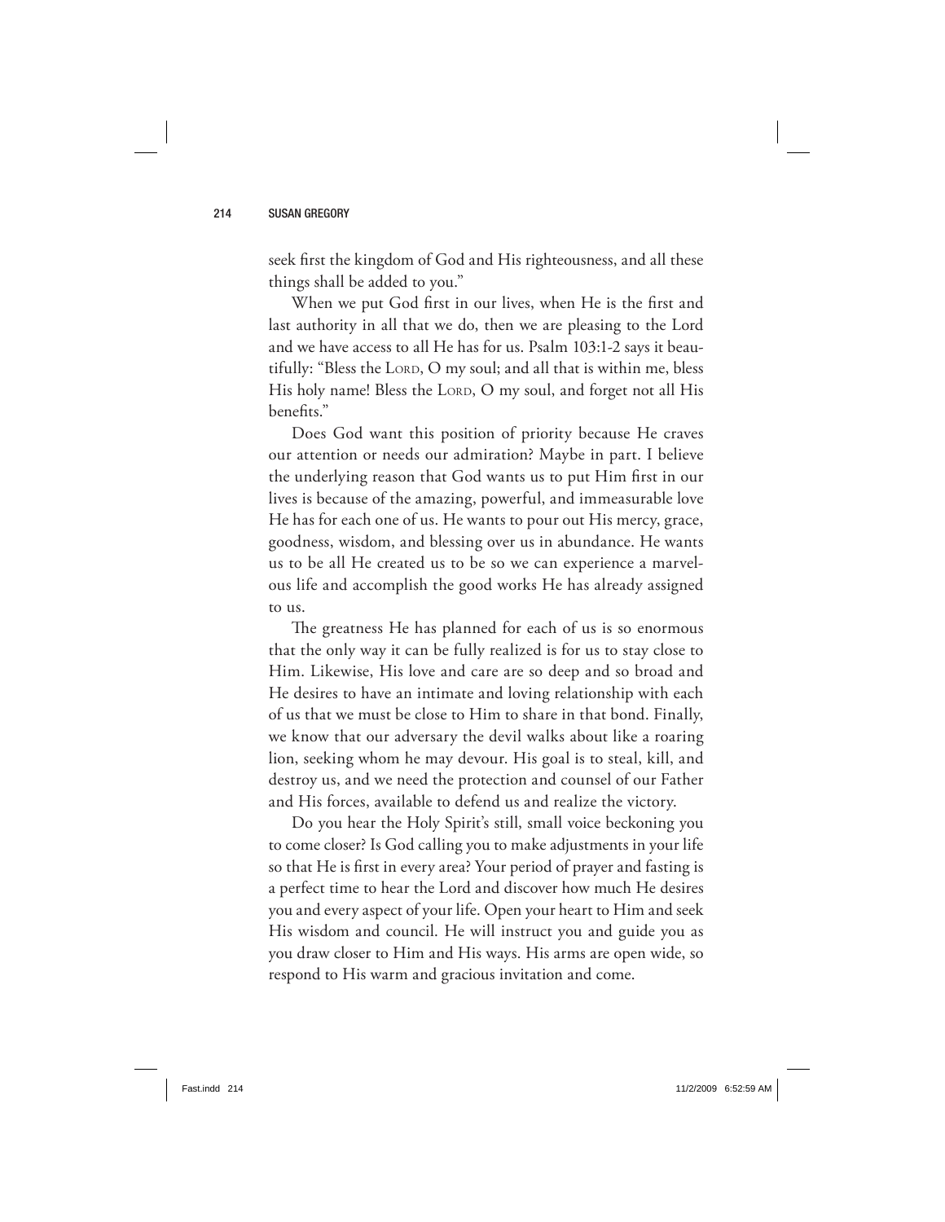seek first the kingdom of God and His righteousness, and all these things shall be added to you."

When we put God first in our lives, when He is the first and last authority in all that we do, then we are pleasing to the Lord and we have access to all He has for us. Psalm 103:1-2 says it beautifully: "Bless the LORD, O my soul; and all that is within me, bless His holy name! Bless the LORD, O my soul, and forget not all His benefits."

Does God want this position of priority because He craves our attention or needs our admiration? Maybe in part. I believe the underlying reason that God wants us to put Him first in our lives is because of the amazing, powerful, and immeasurable love He has for each one of us. He wants to pour out His mercy, grace, goodness, wisdom, and blessing over us in abundance. He wants us to be all He created us to be so we can experience a marvelous life and accomplish the good works He has already assigned to us.

The greatness He has planned for each of us is so enormous that the only way it can be fully realized is for us to stay close to Him. Likewise, His love and care are so deep and so broad and He desires to have an intimate and loving relationship with each of us that we must be close to Him to share in that bond. Finally, we know that our adversary the devil walks about like a roaring lion, seeking whom he may devour. His goal is to steal, kill, and destroy us, and we need the protection and counsel of our Father and His forces, available to defend us and realize the victory.

Do you hear the Holy Spirit's still, small voice beckoning you to come closer? Is God calling you to make adjustments in your life so that He is first in every area? Your period of prayer and fasting is a perfect time to hear the Lord and discover how much He desires you and every aspect of your life. Open your heart to Him and seek His wisdom and council. He will instruct you and guide you as you draw closer to Him and His ways. His arms are open wide, so respond to His warm and gracious invitation and come.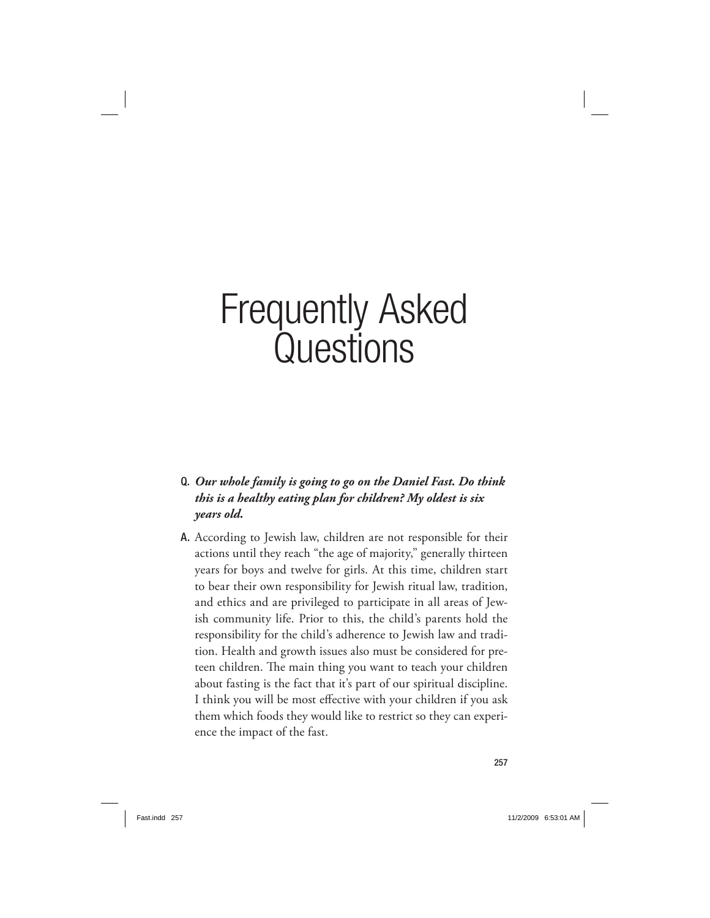# Frequently Asked Questions

**Q.** ***Our whole family is going to go on the Daniel Fast. Do think this is a healthy eating plan for children? My oldest is six years old.***

**A.** According to Jewish law, children are not responsible for their actions until they reach "the age of majority," generally thirteen years for boys and twelve for girls. At this time, children start to bear their own responsibility for Jewish ritual law, tradition, and ethics and are privileged to participate in all areas of Jewish community life. Prior to this, the child's parents hold the responsibility for the child's adherence to Jewish law and tradition. Health and growth issues also must be considered for preteen children. The main thing you want to teach your children about fasting is the fact that it's part of our spiritual discipline. I think you will be most effective with your children if you ask them which foods they would like to restrict so they can experience the impact of the fast.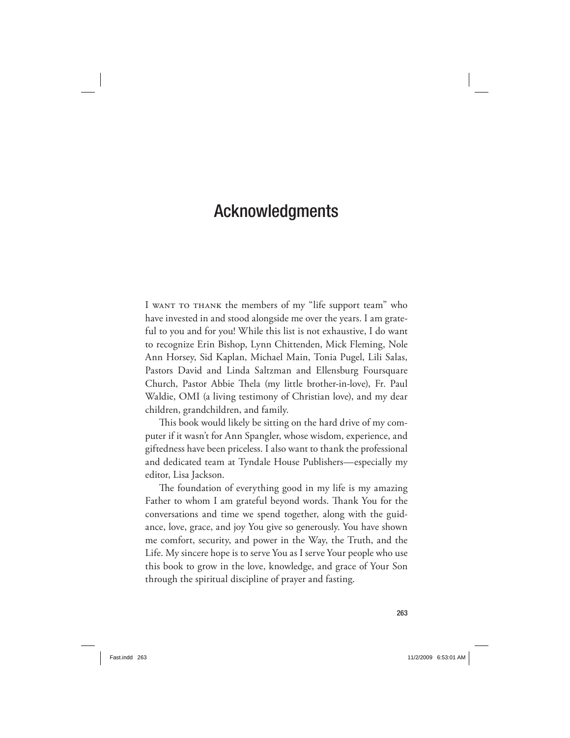# Acknowledgments

I WANT TO THANK the members of my "life support team" who have invested in and stood alongside me over the years. I am grateful to you and for you! While this list is not exhaustive, I do want to recognize Erin Bishop, Lynn Chittenden, Mick Fleming, Nole Ann Horsey, Sid Kaplan, Michael Main, Tonia Pugel, Lili Salas, Pastors David and Linda Saltzman and Ellensburg Foursquare Church, Pastor Abbie Thela (my little brother-in-love), Fr. Paul Waldie, OMI (a living testimony of Christian love), and my dear children, grandchildren, and family.

This book would likely be sitting on the hard drive of my computer if it wasn't for Ann Spangler, whose wisdom, experience, and giftedness have been priceless. I also want to thank the professional and dedicated team at Tyndale House Publishers—especially my editor, Lisa Jackson.

The foundation of everything good in my life is my amazing Father to whom I am grateful beyond words. Thank You for the conversations and time we spend together, along with the guidance, love, grace, and joy You give so generously. You have shown me comfort, security, and power in the Way, the Truth, and the Life. My sincere hope is to serve You as I serve Your people who use this book to grow in the love, knowledge, and grace of Your Son through the spiritual discipline of prayer and fasting.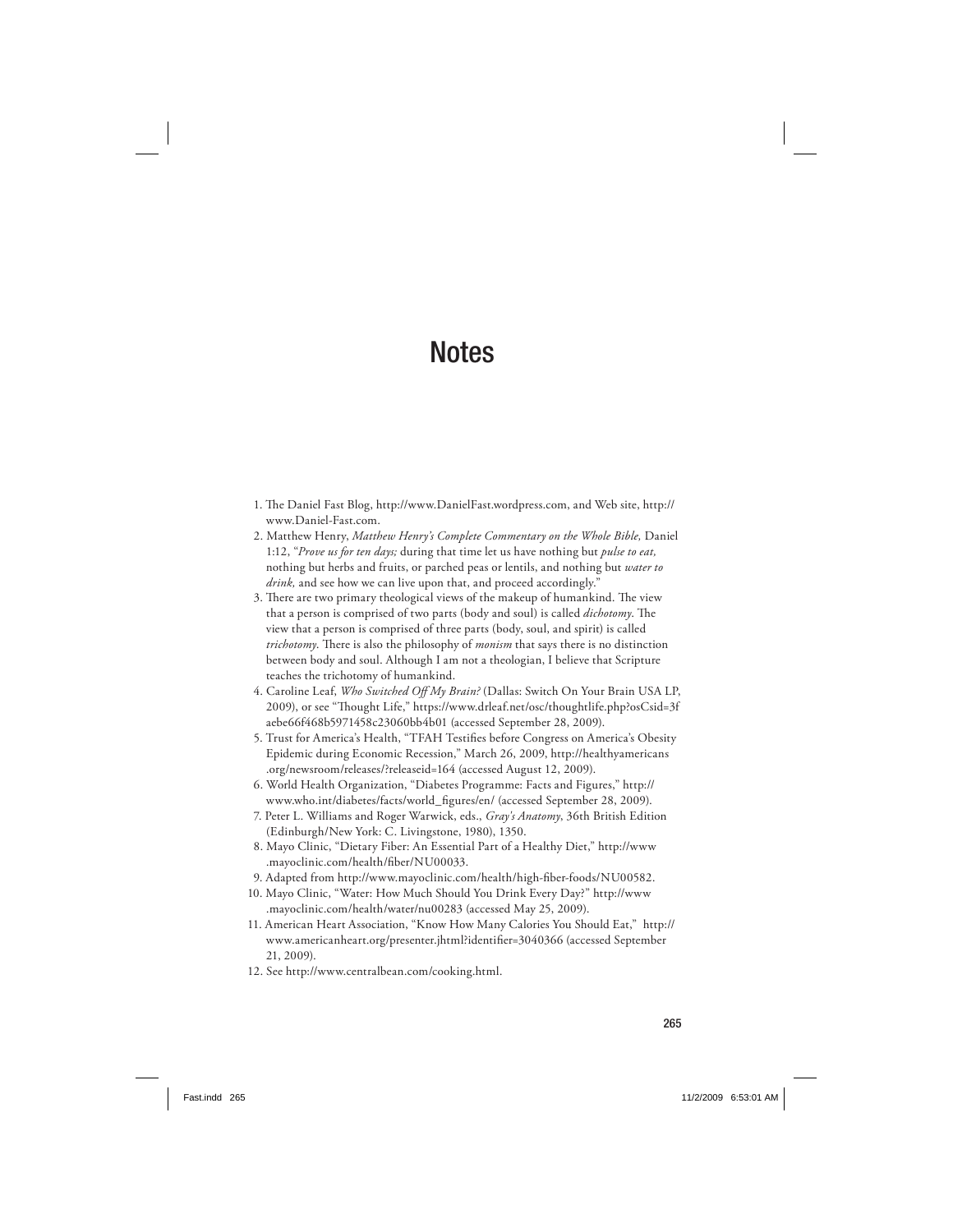# Notes

1. The Daniel Fast Blog, http://www.DanielFast.wordpress.com, and Web site, http://www.Daniel-Fast.com.
2. Matthew Henry, *Matthew Henry's Complete Commentary on the Whole Bible,* Daniel 1:12, "*Prove us for ten days;* during that time let us have nothing but *pulse to eat,* nothing but herbs and fruits, or parched peas or lentils, and nothing but *water to drink,* and see how we can live upon that, and proceed accordingly."
3. There are two primary theological views of the makeup of humankind. The view that a person is comprised of two parts (body and soul) is called *dichotomy*. The view that a person is comprised of three parts (body, soul, and spirit) is called *trichotomy*. There is also the philosophy of *monism* that says there is no distinction between body and soul. Although I am not a theologian, I believe that Scripture teaches the trichotomy of humankind.
4. Caroline Leaf, *Who Switched Off My Brain?* (Dallas: Switch On Your Brain USA LP, 2009), or see "Thought Life," https://www.drleaf.net/osc/thoughtlife.php?osCsid=3faebe66f468b5971458c23060bb4b01 (accessed September 28, 2009).
5. Trust for America's Health, "TFAH Testifies before Congress on America's Obesity Epidemic during Economic Recession," March 26, 2009, http://healthyamericans.org/newsroom/releases/?releaseid=164 (accessed August 12, 2009).
6. World Health Organization, "Diabetes Programme: Facts and Figures," http://www.who.int/diabetes/facts/world_figures/en/ (accessed September 28, 2009).
7. Peter L. Williams and Roger Warwick, eds., *Gray's Anatomy*, 36th British Edition (Edinburgh/New York: C. Livingstone, 1980), 1350.
8. Mayo Clinic, "Dietary Fiber: An Essential Part of a Healthy Diet," http://www.mayoclinic.com/health/fiber/NU00033.
9. Adapted from http://www.mayoclinic.com/health/high-fiber-foods/NU00582.
10. Mayo Clinic, "Water: How Much Should You Drink Every Day?" http://www.mayoclinic.com/health/water/nu00283 (accessed May 25, 2009).
11. American Heart Association, "Know How Many Calories You Should Eat," http://www.americanheart.org/presenter.jhtml?identifier=3040366 (accessed September 21, 2009).
12. See http://www.centralbean.com/cooking.html.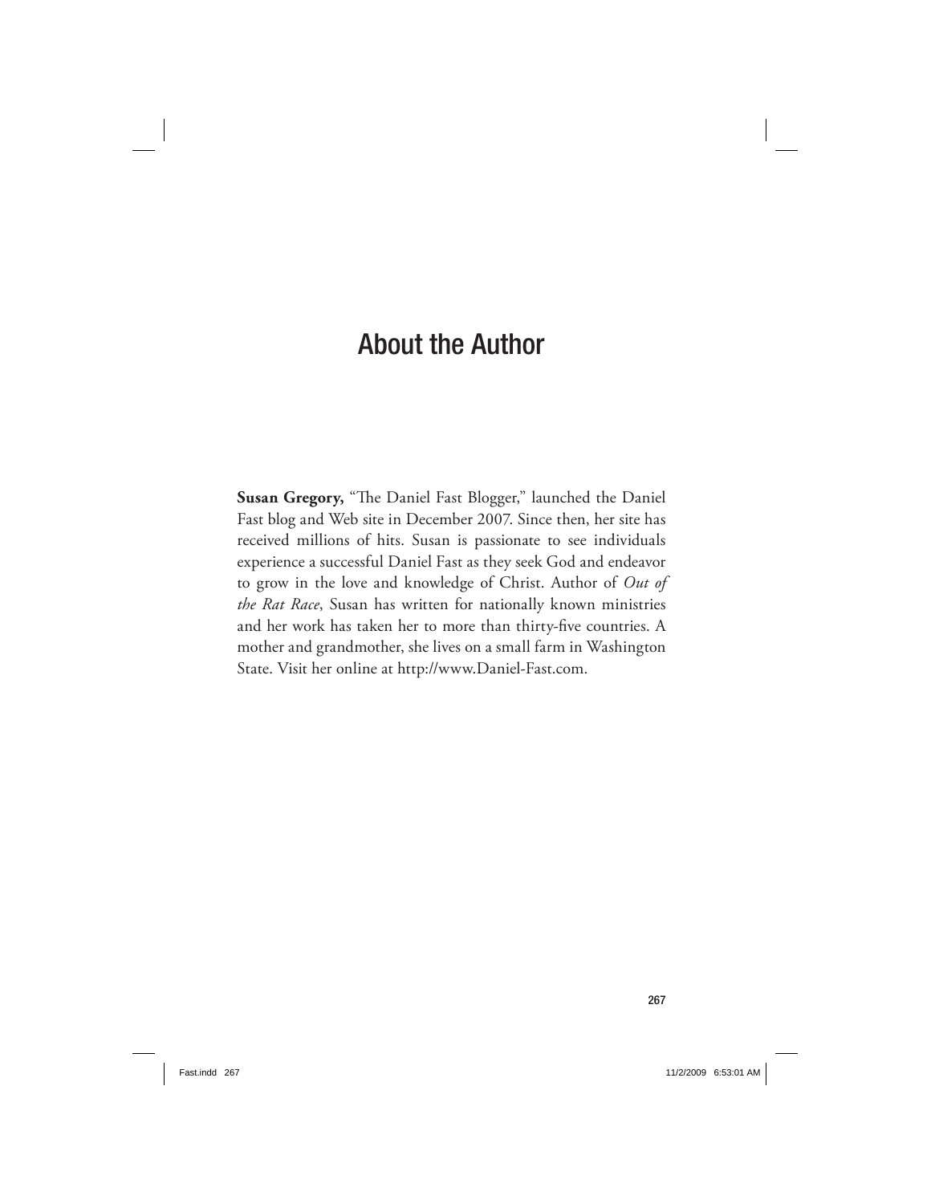# About the Author

**Susan Gregory,** "The Daniel Fast Blogger," launched the Daniel Fast blog and Web site in December 2007. Since then, her site has received millions of hits. Susan is passionate to see individuals experience a successful Daniel Fast as they seek God and endeavor to grow in the love and knowledge of Christ. Author of *Out of the Rat Race*, Susan has written for nationally known ministries and her work has taken her to more than thirty-five countries. A mother and grandmother, she lives on a small farm in Washington State. Visit her online at http://www.Daniel-Fast.com.